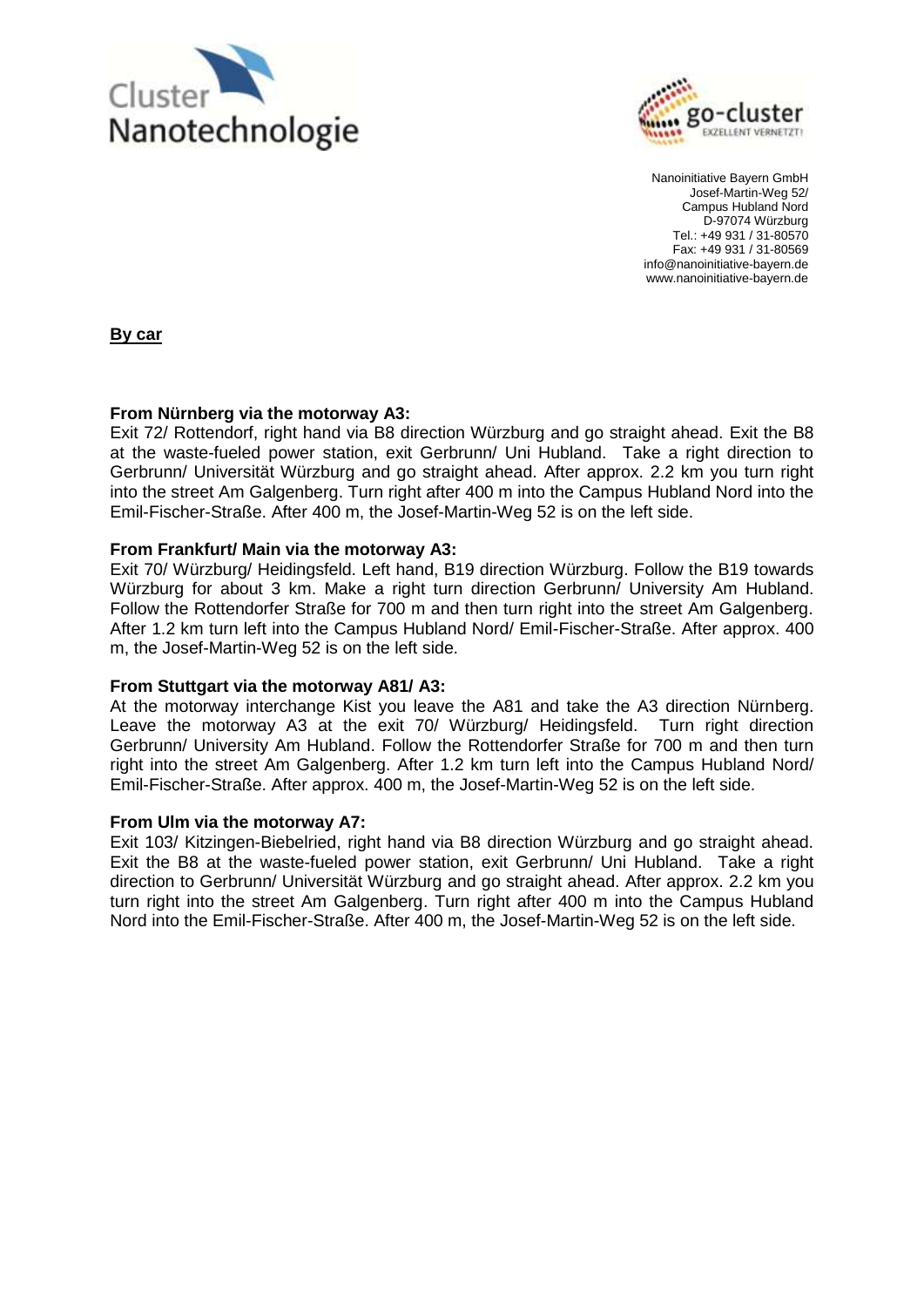Cluster Nanotechnologie

go-cluster EXZELLENT VERNETZT!

Nanoinitiative Bayern GmbH
Josef-Martin-Weg 52/
Campus Hubland Nord
D-97074 Würzburg
Tel.: +49 931 / 31-80570
Fax: +49 931 / 31-80569
info@nanoinitiative-bayern.de
www.nanoinitiative-bayern.de

**By car**

**From Nürnberg via the motorway A3:**
Exit 72/ Rottendorf, right hand via B8 direction Würzburg and go straight ahead. Exit the B8 at the waste-fueled power station, exit Gerbrunn/ Uni Hubland. Take a right direction to Gerbrunn/ Universität Würzburg and go straight ahead. After approx. 2.2 km you turn right into the street Am Galgenberg. Turn right after 400 m into the Campus Hubland Nord into the Emil-Fischer-Straße. After 400 m, the Josef-Martin-Weg 52 is on the left side.

**From Frankfurt/ Main via the motorway A3:**
Exit 70/ Würzburg/ Heidingsfeld. Left hand, B19 direction Würzburg. Follow the B19 towards Würzburg for about 3 km. Make a right turn direction Gerbrunn/ University Am Hubland. Follow the Rottendorfer Straße for 700 m and then turn right into the street Am Galgenberg. After 1.2 km turn left into the Campus Hubland Nord/ Emil-Fischer-Straße. After approx. 400 m, the Josef-Martin-Weg 52 is on the left side.

**From Stuttgart via the motorway A81/ A3:**
At the motorway interchange Kist you leave the A81 and take the A3 direction Nürnberg. Leave the motorway A3 at the exit 70/ Würzburg/ Heidingsfeld. Turn right direction Gerbrunn/ University Am Hubland. Follow the Rottendorfer Straße for 700 m and then turn right into the street Am Galgenberg. After 1.2 km turn left into the Campus Hubland Nord/ Emil-Fischer-Straße. After approx. 400 m, the Josef-Martin-Weg 52 is on the left side.

**From Ulm via the motorway A7:**
Exit 103/ Kitzingen-Biebelried, right hand via B8 direction Würzburg and go straight ahead. Exit the B8 at the waste-fueled power station, exit Gerbrunn/ Uni Hubland. Take a right direction to Gerbrunn/ Universität Würzburg and go straight ahead. After approx. 2.2 km you turn right into the street Am Galgenberg. Turn right after 400 m into the Campus Hubland Nord into the Emil-Fischer-Straße. After 400 m, the Josef-Martin-Weg 52 is on the left side.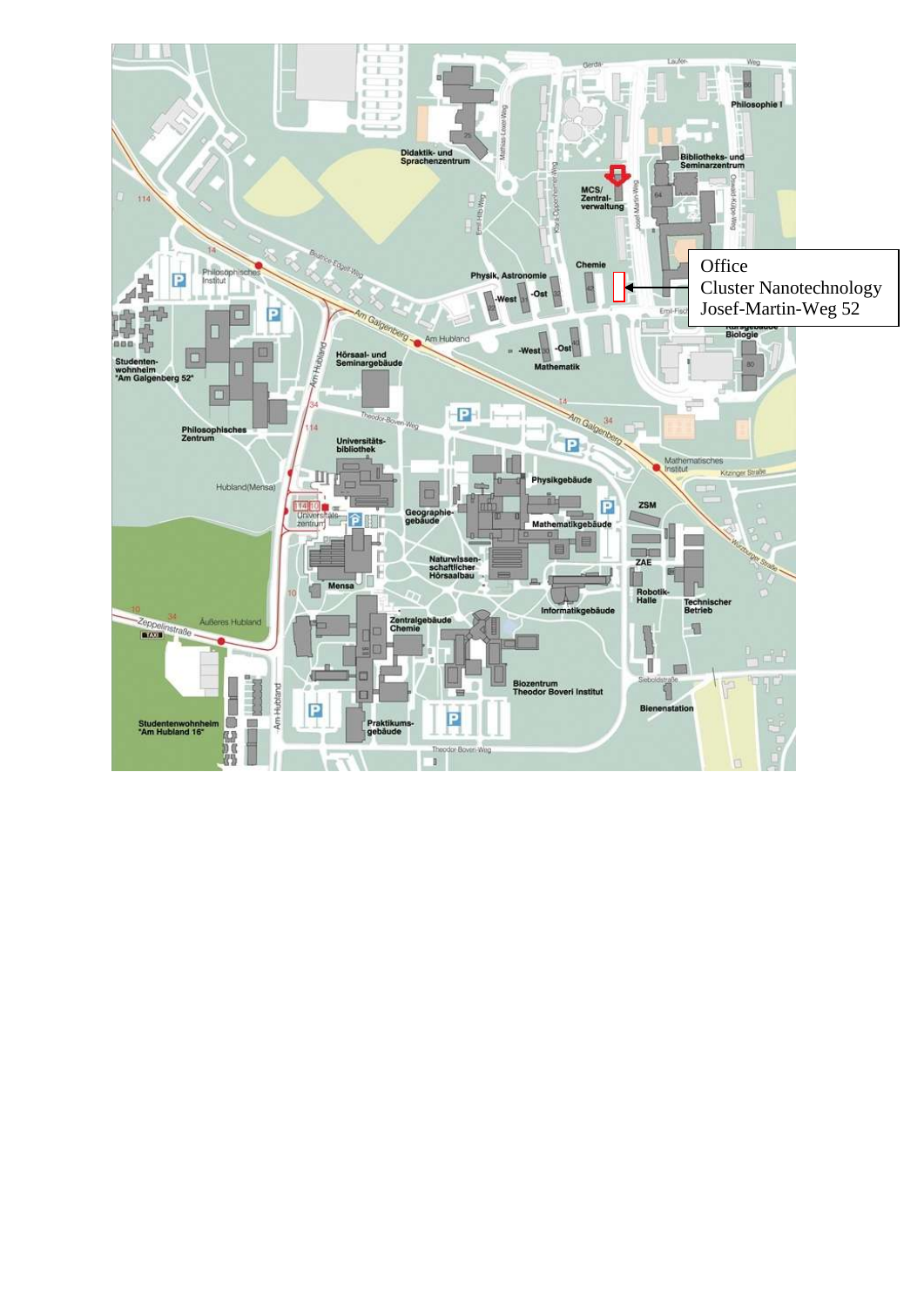Office
Cluster Nanotechnology
Josef-Martin-Weg 52